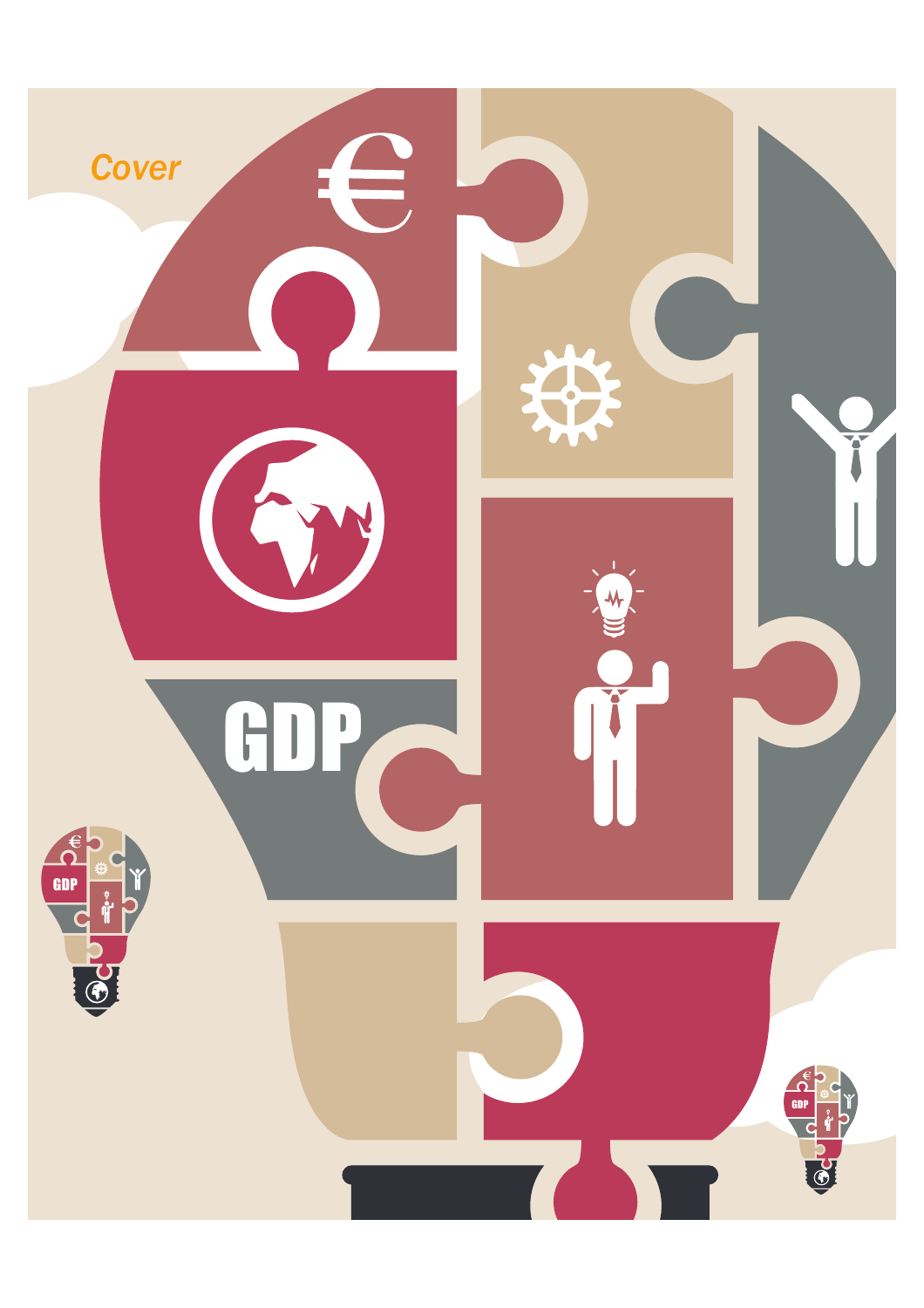Cover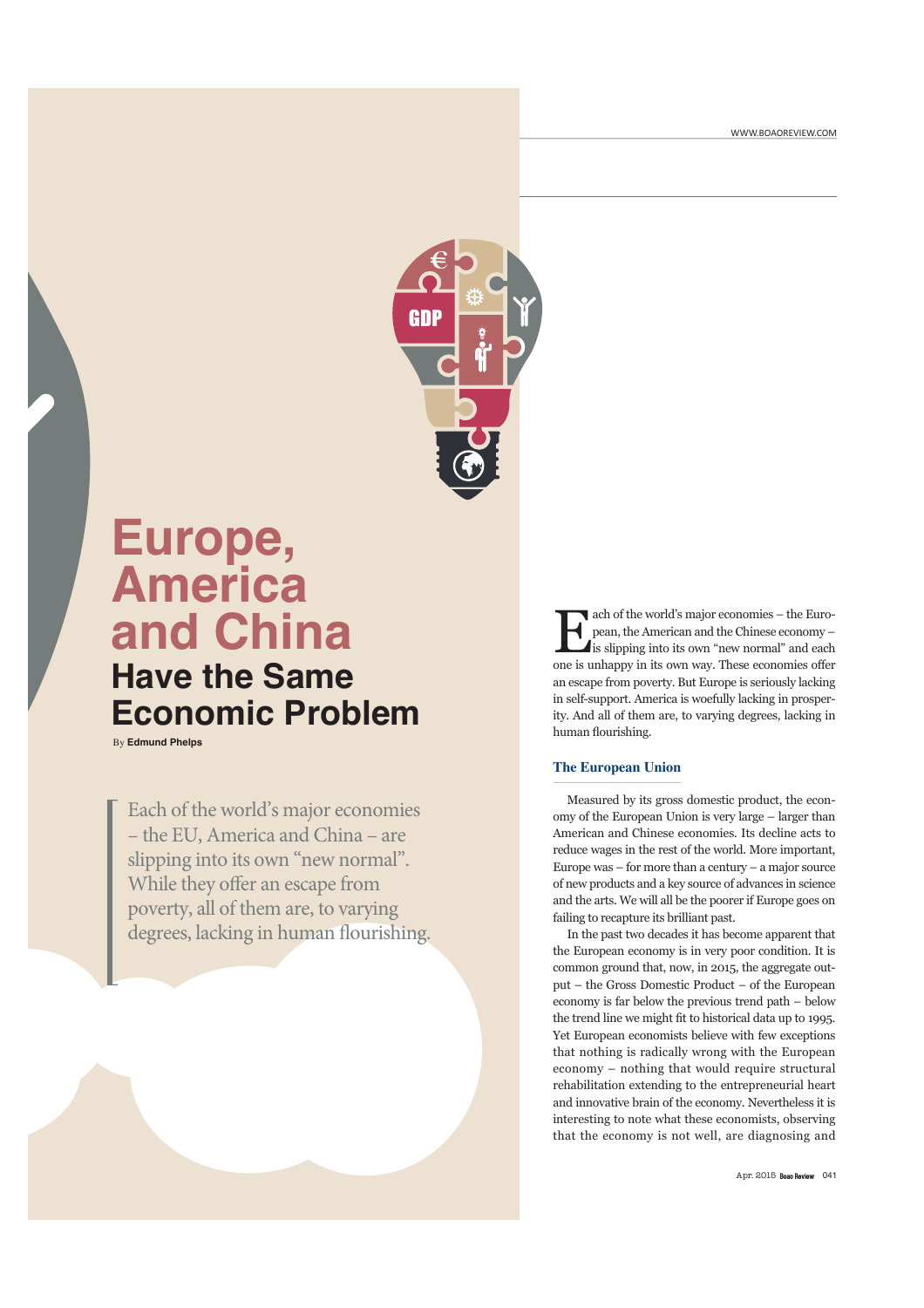# Europe, America and China Have the Same Economic Problem

By **Edmund Phelps**

> Each of the world's major economies – the EU, America and China – are slipping into its own "new normal". While they offer an escape from poverty, all of them are, to varying degrees, lacking in human flourishing.

Each of the world's major economies – the European, the American and the Chinese economy – is slipping into its own "new normal" and each one is unhappy in its own way. These economies offer an escape from poverty. But Europe is seriously lacking in self-support. America is woefully lacking in prosperity. And all of them are, to varying degrees, lacking in human flourishing.

### The European Union

Measured by its gross domestic product, the economy of the European Union is very large – larger than American and Chinese economies. Its decline acts to reduce wages in the rest of the world. More important, Europe was – for more than a century – a major source of new products and a key source of advances in science and the arts. We will all be the poorer if Europe goes on failing to recapture its brilliant past.

In the past two decades it has become apparent that the European economy is in very poor condition. It is common ground that, now, in 2015, the aggregate output – the Gross Domestic Product – of the European economy is far below the previous trend path – below the trend line we might fit to historical data up to 1995. Yet European economists believe with few exceptions that nothing is radically wrong with the European economy – nothing that would require structural rehabilitation extending to the entrepreneurial heart and innovative brain of the economy. Nevertheless it is interesting to note what these economists, observing that the economy is not well, are diagnosing and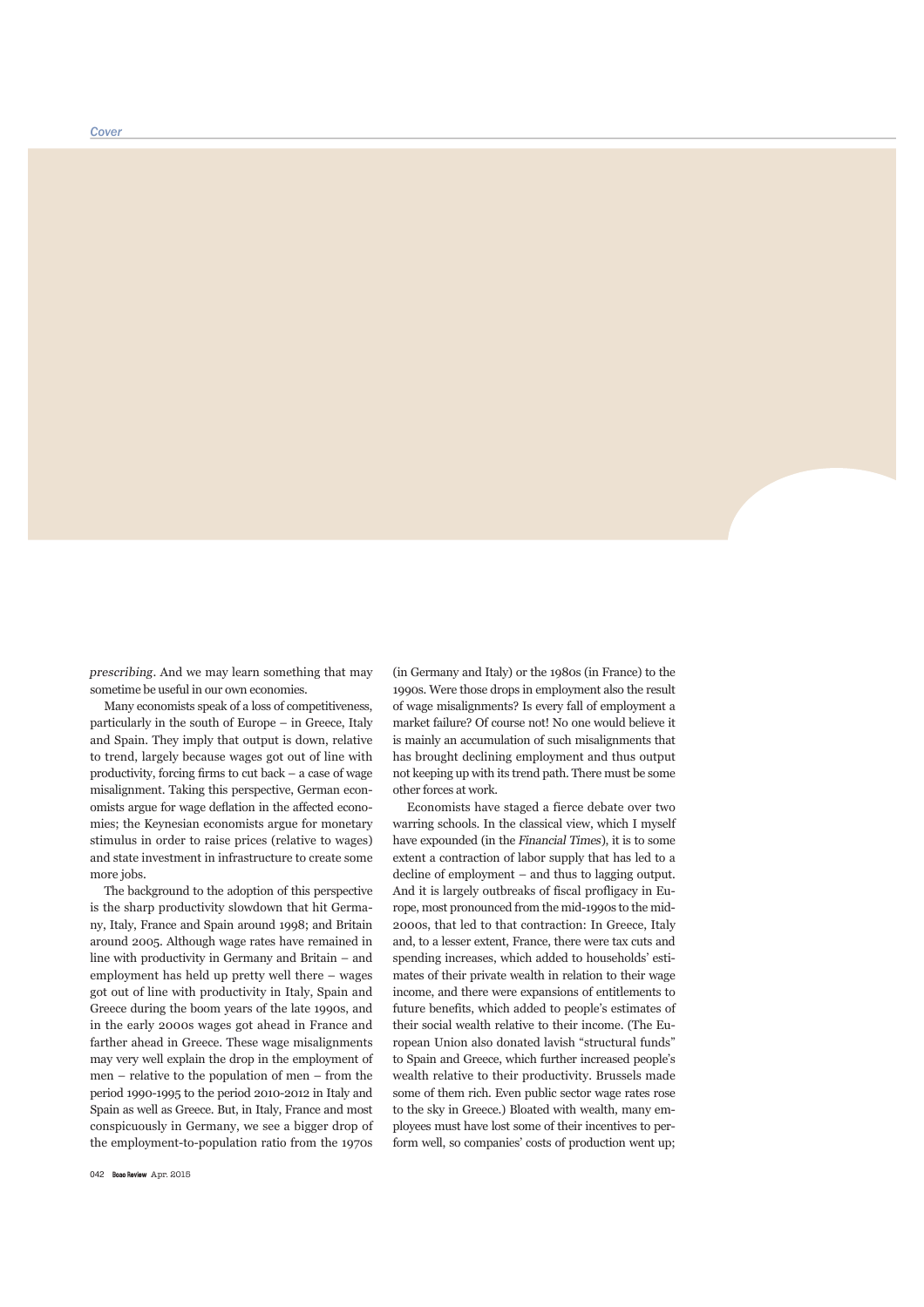*prescribing*. And we may learn something that may sometime be useful in our own economies.

Many economists speak of a loss of competitiveness, particularly in the south of Europe – in Greece, Italy and Spain. They imply that output is down, relative to trend, largely because wages got out of line with productivity, forcing firms to cut back – a case of wage misalignment. Taking this perspective, German economists argue for wage deflation in the affected economies; the Keynesian economists argue for monetary stimulus in order to raise prices (relative to wages) and state investment in infrastructure to create some more jobs.

The background to the adoption of this perspective is the sharp productivity slowdown that hit Germany, Italy, France and Spain around 1998; and Britain around 2005. Although wage rates have remained in line with productivity in Germany and Britain – and employment has held up pretty well there – wages got out of line with productivity in Italy, Spain and Greece during the boom years of the late 1990s, and in the early 2000s wages got ahead in France and farther ahead in Greece. These wage misalignments may very well explain the drop in the employment of men – relative to the population of men – from the period 1990-1995 to the period 2010-2012 in Italy and Spain as well as Greece. But, in Italy, France and most conspicuously in Germany, we see a bigger drop of the employment-to-population ratio from the 1970s (in Germany and Italy) or the 1980s (in France) to the 1990s. Were those drops in employment also the result of wage misalignments? Is every fall of employment a market failure? Of course not! No one would believe it is mainly an accumulation of such misalignments that has brought declining employment and thus output not keeping up with its trend path. There must be some other forces at work.

Economists have staged a fierce debate over two warring schools. In the classical view, which I myself have expounded (in the *Financial Times*), it is to some extent a contraction of labor supply that has led to a decline of employment – and thus to lagging output. And it is largely outbreaks of fiscal profligacy in Europe, most pronounced from the mid-1990s to the mid-2000s, that led to that contraction: In Greece, Italy and, to a lesser extent, France, there were tax cuts and spending increases, which added to households' estimates of their private wealth in relation to their wage income, and there were expansions of entitlements to future benefits, which added to people's estimates of their social wealth relative to their income. (The European Union also donated lavish "structural funds" to Spain and Greece, which further increased people's wealth relative to their productivity. Brussels made some of them rich. Even public sector wage rates rose to the sky in Greece.) Bloated with wealth, many employees must have lost some of their incentives to perform well, so companies' costs of production went up;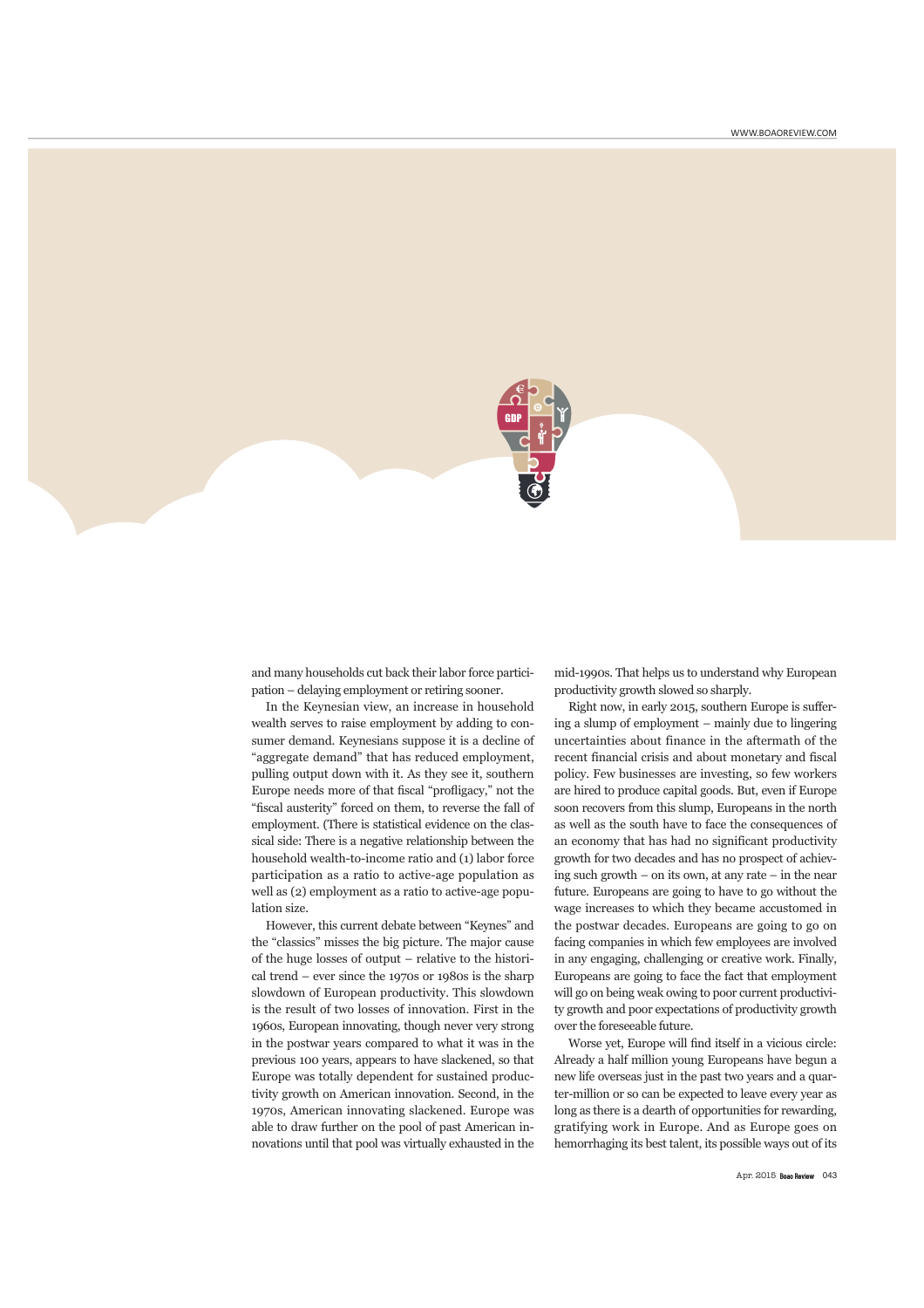and many households cut back their labor force participation – delaying employment or retiring sooner.

In the Keynesian view, an increase in household wealth serves to raise employment by adding to consumer demand. Keynesians suppose it is a decline of "aggregate demand" that has reduced employment, pulling output down with it. As they see it, southern Europe needs more of that fiscal "profligacy," not the "fiscal austerity" forced on them, to reverse the fall of employment. (There is statistical evidence on the classical side: There is a negative relationship between the household wealth-to-income ratio and (1) labor force participation as a ratio to active-age population as well as (2) employment as a ratio to active-age population size.

However, this current debate between "Keynes" and the "classics" misses the big picture. The major cause of the huge losses of output – relative to the historical trend – ever since the 1970s or 1980s is the sharp slowdown of European productivity. This slowdown is the result of two losses of innovation. First in the 1960s, European innovating, though never very strong in the postwar years compared to what it was in the previous 100 years, appears to have slackened, so that Europe was totally dependent for sustained productivity growth on American innovation. Second, in the 1970s, American innovating slackened. Europe was able to draw further on the pool of past American innovations until that pool was virtually exhausted in the mid-1990s. That helps us to understand why European productivity growth slowed so sharply.

Right now, in early 2015, southern Europe is suffering a slump of employment – mainly due to lingering uncertainties about finance in the aftermath of the recent financial crisis and about monetary and fiscal policy. Few businesses are investing, so few workers are hired to produce capital goods. But, even if Europe soon recovers from this slump, Europeans in the north as well as the south have to face the consequences of an economy that has had no significant productivity growth for two decades and has no prospect of achieving such growth – on its own, at any rate – in the near future. Europeans are going to have to go without the wage increases to which they became accustomed in the postwar decades. Europeans are going to go on facing companies in which few employees are involved in any engaging, challenging or creative work. Finally, Europeans are going to face the fact that employment will go on being weak owing to poor current productivity growth and poor expectations of productivity growth over the foreseeable future.

Worse yet, Europe will find itself in a vicious circle: Already a half million young Europeans have begun a new life overseas just in the past two years and a quarter-million or so can be expected to leave every year as long as there is a dearth of opportunities for rewarding, gratifying work in Europe. And as Europe goes on hemorrhaging its best talent, its possible ways out of its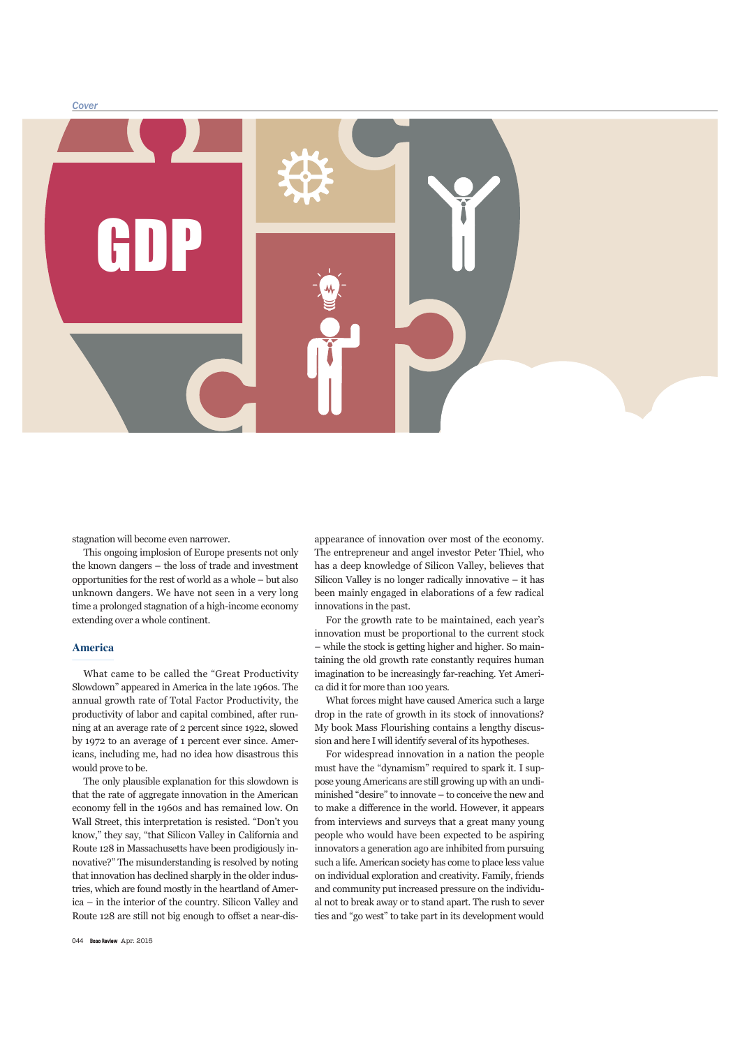stagnation will become even narrower.

This ongoing implosion of Europe presents not only the known dangers – the loss of trade and investment opportunities for the rest of world as a whole – but also unknown dangers. We have not seen in a very long time a prolonged stagnation of a high-income economy extending over a whole continent.

## America

What came to be called the "Great Productivity Slowdown" appeared in America in the late 1960s. The annual growth rate of Total Factor Productivity, the productivity of labor and capital combined, after running at an average rate of 2 percent since 1922, slowed by 1972 to an average of 1 percent ever since. Americans, including me, had no idea how disastrous this would prove to be.

The only plausible explanation for this slowdown is that the rate of aggregate innovation in the American economy fell in the 1960s and has remained low. On Wall Street, this interpretation is resisted. "Don't you know," they say, "that Silicon Valley in California and Route 128 in Massachusetts have been prodigiously innovative?" The misunderstanding is resolved by noting that innovation has declined sharply in the older industries, which are found mostly in the heartland of America – in the interior of the country. Silicon Valley and Route 128 are still not big enough to offset a near-disappearance of innovation over most of the economy. The entrepreneur and angel investor Peter Thiel, who has a deep knowledge of Silicon Valley, believes that Silicon Valley is no longer radically innovative – it has been mainly engaged in elaborations of a few radical innovations in the past.

For the growth rate to be maintained, each year's innovation must be proportional to the current stock – while the stock is getting higher and higher. So maintaining the old growth rate constantly requires human imagination to be increasingly far-reaching. Yet America did it for more than 100 years.

What forces might have caused America such a large drop in the rate of growth in its stock of innovations? My book Mass Flourishing contains a lengthy discussion and here I will identify several of its hypotheses.

For widespread innovation in a nation the people must have the "dynamism" required to spark it. I suppose young Americans are still growing up with an undiminished "desire" to innovate – to conceive the new and to make a difference in the world. However, it appears from interviews and surveys that a great many young people who would have been expected to be aspiring innovators a generation ago are inhibited from pursuing such a life. American society has come to place less value on individual exploration and creativity. Family, friends and community put increased pressure on the individual not to break away or to stand apart. The rush to sever ties and "go west" to take part in its development would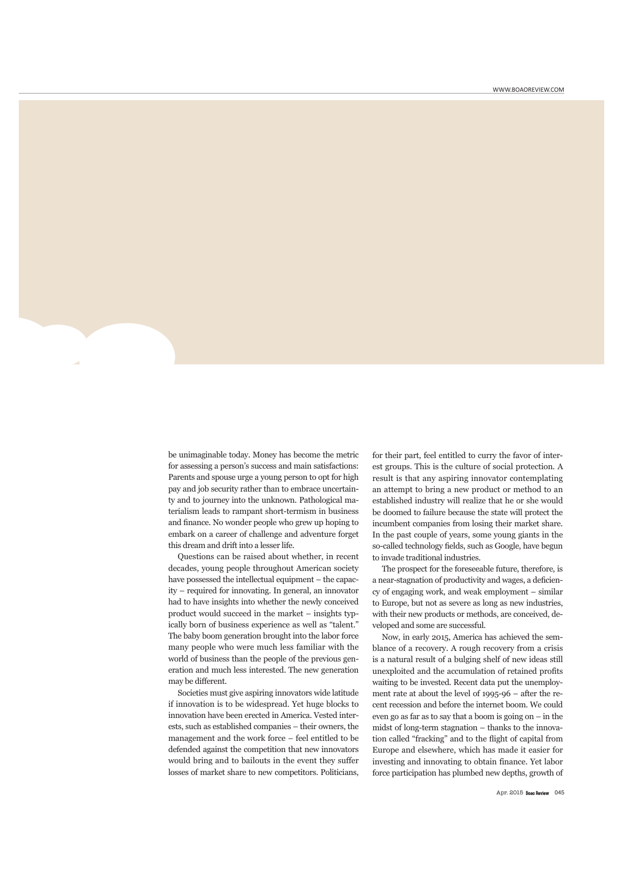be unimaginable today. Money has become the metric for assessing a person's success and main satisfactions: Parents and spouse urge a young person to opt for high pay and job security rather than to embrace uncertainty and to journey into the unknown. Pathological materialism leads to rampant short-termism in business and finance. No wonder people who grew up hoping to embark on a career of challenge and adventure forget this dream and drift into a lesser life.

Questions can be raised about whether, in recent decades, young people throughout American society have possessed the intellectual equipment – the capacity – required for innovating. In general, an innovator had to have insights into whether the newly conceived product would succeed in the market – insights typically born of business experience as well as "talent." The baby boom generation brought into the labor force many people who were much less familiar with the world of business than the people of the previous generation and much less interested. The new generation may be different.

Societies must give aspiring innovators wide latitude if innovation is to be widespread. Yet huge blocks to innovation have been erected in America. Vested interests, such as established companies – their owners, the management and the work force – feel entitled to be defended against the competition that new innovators would bring and to bailouts in the event they suffer losses of market share to new competitors. Politicians, for their part, feel entitled to curry the favor of interest groups. This is the culture of social protection. A result is that any aspiring innovator contemplating an attempt to bring a new product or method to an established industry will realize that he or she would be doomed to failure because the state will protect the incumbent companies from losing their market share. In the past couple of years, some young giants in the so-called technology fields, such as Google, have begun to invade traditional industries.

The prospect for the foreseeable future, therefore, is a near-stagnation of productivity and wages, a deficiency of engaging work, and weak employment – similar to Europe, but not as severe as long as new industries, with their new products or methods, are conceived, developed and some are successful.

Now, in early 2015, America has achieved the semblance of a recovery. A rough recovery from a crisis is a natural result of a bulging shelf of new ideas still unexploited and the accumulation of retained profits waiting to be invested. Recent data put the unemployment rate at about the level of 1995-96 – after the recent recession and before the internet boom. We could even go as far as to say that a boom is going on – in the midst of long-term stagnation – thanks to the innovation called "fracking" and to the flight of capital from Europe and elsewhere, which has made it easier for investing and innovating to obtain finance. Yet labor force participation has plumbed new depths, growth of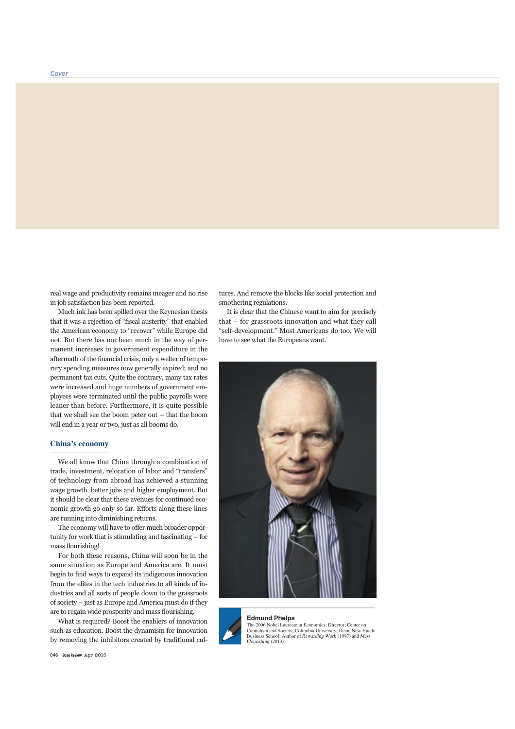real wage and productivity remains meager and no rise in job satisfaction has been reported.

Much ink has been spilled over the Keynesian thesis that it was a rejection of "fiscal austerity" that enabled the American economy to "recover" while Europe did not. But there has not been much in the way of permanent increases in government expenditure in the aftermath of the financial crisis, only a welter of temporary spending measures now generally expired; and no permanent tax cuts. Quite the contrary, many tax rates were increased and huge numbers of government employees were terminated until the public payrolls were leaner than before. Furthermore, it is quite possible that we shall see the boom peter out – that the boom will end in a year or two, just as all booms do.

## China's economy

We all know that China through a combination of trade, investment, relocation of labor and "transfers" of technology from abroad has achieved a stunning wage growth, better jobs and higher employment. But it should be clear that these avenues for continued economic growth go only so far. Efforts along these lines are running into diminishing returns.

The economy will have to offer much broader opportunity for work that is stimulating and fascinating – for mass flourishing!

For both these reasons, China will soon be in the same situation as Europe and America are. It must begin to find ways to expand its indigenous innovation from the elites in the tech industries to all kinds of industries and all sorts of people down to the grassroots of society – just as Europe and America must do if they are to regain wide prosperity and mass flourishing.

What is required? Boost the enablers of innovation such as education. Boost the dynamism for innovation by removing the inhibitors created by traditional cultures. And remove the blocks like social protection and smothering regulations.

It is clear that the Chinese want to aim for precisely that – for grassroots innovation and what they call "self-development." Most Americans do too. We will have to see what the Europeans want.

**Edmund Phelps**
The 2006 Nobel Laureate in Economics; Director, Center on Capitalism and Society, Columbia University; Dean, New Huadu Business School; Author of *Rewarding Work* (1997) and *Mass Flourishing* (2013)